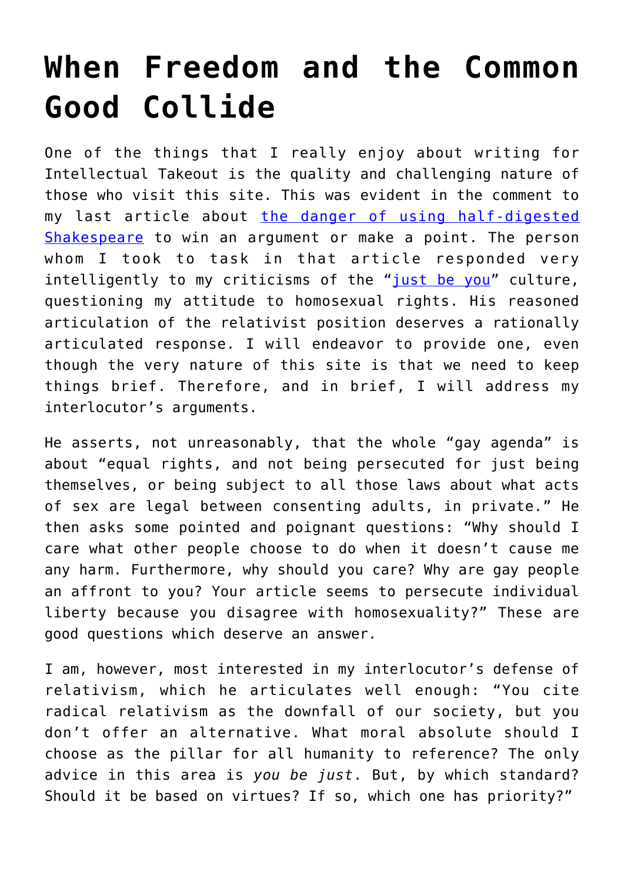# When Freedom and the Common Good Collide

One of the things that I really enjoy about writing for Intellectual Takeout is the quality and challenging nature of those who visit this site. This was evident in the comment to my last article about the danger of using half-digested Shakespeare to win an argument or make a point. The person whom I took to task in that article responded very intelligently to my criticisms of the "just be you" culture, questioning my attitude to homosexual rights. His reasoned articulation of the relativist position deserves a rationally articulated response. I will endeavor to provide one, even though the very nature of this site is that we need to keep things brief. Therefore, and in brief, I will address my interlocutor's arguments.

He asserts, not unreasonably, that the whole "gay agenda" is about "equal rights, and not being persecuted for just being themselves, or being subject to all those laws about what acts of sex are legal between consenting adults, in private." He then asks some pointed and poignant questions: "Why should I care what other people choose to do when it doesn't cause me any harm. Furthermore, why should you care? Why are gay people an affront to you? Your article seems to persecute individual liberty because you disagree with homosexuality?" These are good questions which deserve an answer.

I am, however, most interested in my interlocutor's defense of relativism, which he articulates well enough: "You cite radical relativism as the downfall of our society, but you don't offer an alternative. What moral absolute should I choose as the pillar for all humanity to reference? The only advice in this area is *you be just*. But, by which standard? Should it be based on virtues? If so, which one has priority?"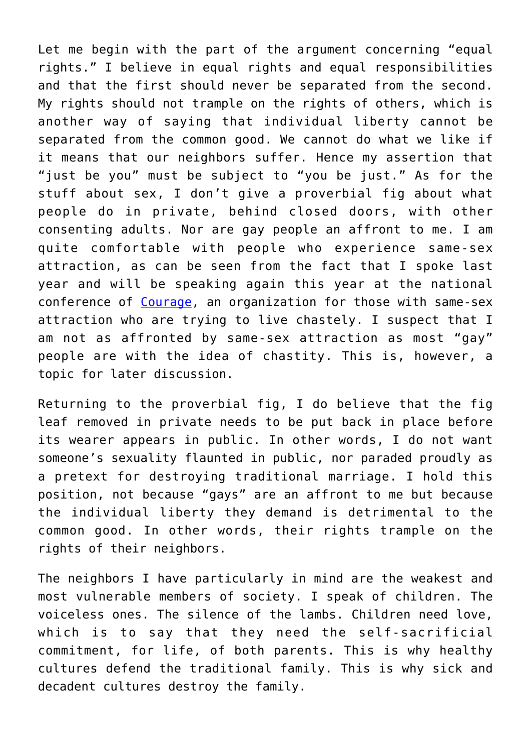Let me begin with the part of the argument concerning "equal rights." I believe in equal rights and equal responsibilities and that the first should never be separated from the second. My rights should not trample on the rights of others, which is another way of saying that individual liberty cannot be separated from the common good. We cannot do what we like if it means that our neighbors suffer. Hence my assertion that "just be you" must be subject to "you be just." As for the stuff about sex, I don't give a proverbial fig about what people do in private, behind closed doors, with other consenting adults. Nor are gay people an affront to me. I am quite comfortable with people who experience same-sex attraction, as can be seen from the fact that I spoke last year and will be speaking again this year at the national conference of [Courage], an organization for those with same-sex attraction who are trying to live chastely. I suspect that I am not as affronted by same-sex attraction as most "gay" people are with the idea of chastity. This is, however, a topic for later discussion.

Returning to the proverbial fig, I do believe that the fig leaf removed in private needs to be put back in place before its wearer appears in public. In other words, I do not want someone's sexuality flaunted in public, nor paraded proudly as a pretext for destroying traditional marriage. I hold this position, not because "gays" are an affront to me but because the individual liberty they demand is detrimental to the common good. In other words, their rights trample on the rights of their neighbors.

The neighbors I have particularly in mind are the weakest and most vulnerable members of society. I speak of children. The voiceless ones. The silence of the lambs. Children need love, which is to say that they need the self-sacrificial commitment, for life, of both parents. This is why healthy cultures defend the traditional family. This is why sick and decadent cultures destroy the family.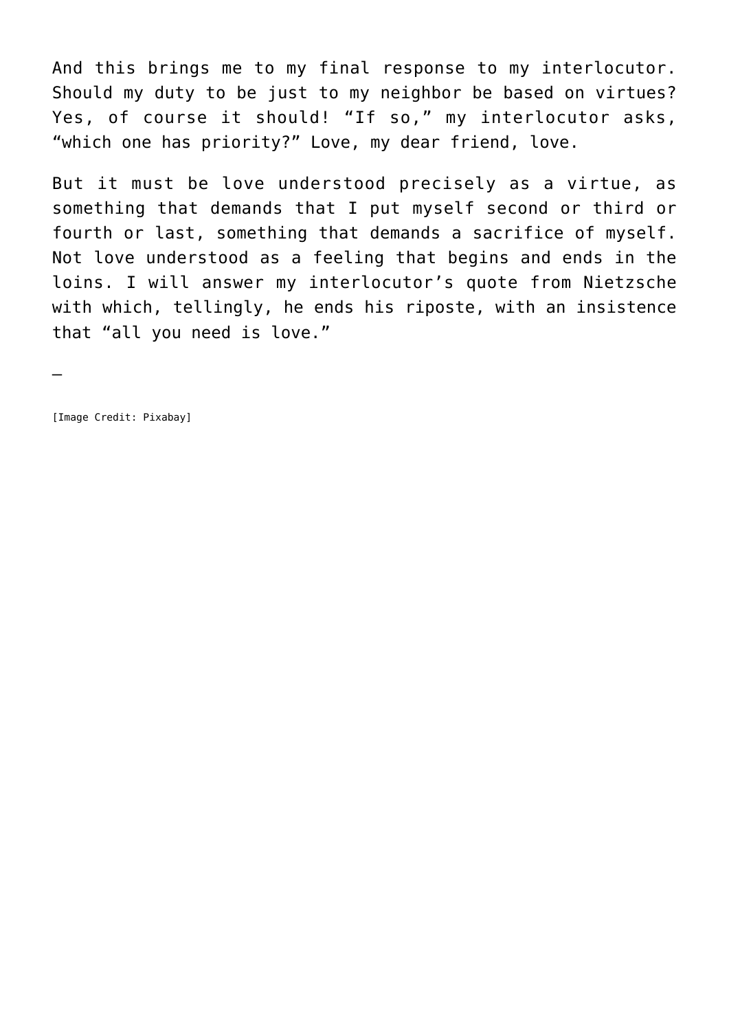And this brings me to my final response to my interlocutor. Should my duty to be just to my neighbor be based on virtues? Yes, of course it should! “If so,” my interlocutor asks, “which one has priority?” Love, my dear friend, love.

But it must be love understood precisely as a virtue, as something that demands that I put myself second or third or fourth or last, something that demands a sacrifice of myself. Not love understood as a feeling that begins and ends in the loins. I will answer my interlocutor’s quote from Nietzsche with which, tellingly, he ends his riposte, with an insistence that “all you need is love.”

—

[Image Credit: Pixabay]